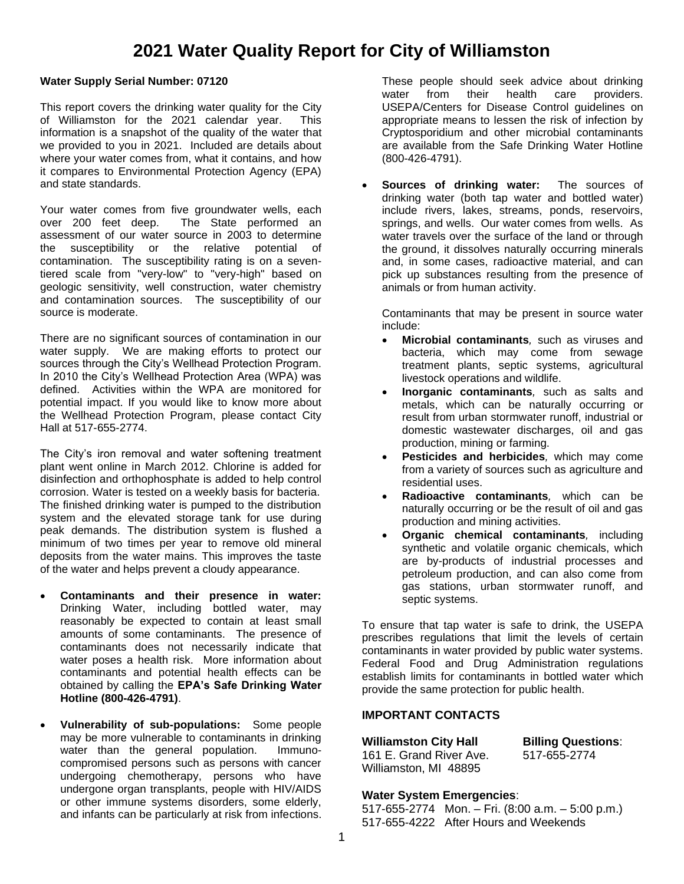# 2021 Water Quality Report for City of Williamston

**Water Supply Serial Number: 07120**

This report covers the drinking water quality for the City of Williamston for the 2021 calendar year. This information is a snapshot of the quality of the water that we provided to you in 2021. Included are details about where your water comes from, what it contains, and how it compares to Environmental Protection Agency (EPA) and state standards.

Your water comes from five groundwater wells, each over 200 feet deep. The State performed an assessment of our water source in 2003 to determine the susceptibility or the relative potential of contamination. The susceptibility rating is on a seven-tiered scale from "very-low" to "very-high" based on geologic sensitivity, well construction, water chemistry and contamination sources. The susceptibility of our source is moderate.

There are no significant sources of contamination in our water supply. We are making efforts to protect our sources through the City's Wellhead Protection Program. In 2010 the City's Wellhead Protection Area (WPA) was defined. Activities within the WPA are monitored for potential impact. If you would like to know more about the Wellhead Protection Program, please contact City Hall at 517-655-2774.

The City's iron removal and water softening treatment plant went online in March 2012. Chlorine is added for disinfection and orthophosphate is added to help control corrosion. Water is tested on a weekly basis for bacteria. The finished drinking water is pumped to the distribution system and the elevated storage tank for use during peak demands. The distribution system is flushed a minimum of two times per year to remove old mineral deposits from the water mains. This improves the taste of the water and helps prevent a cloudy appearance.

- **Contaminants and their presence in water:** Drinking Water, including bottled water, may reasonably be expected to contain at least small amounts of some contaminants. The presence of contaminants does not necessarily indicate that water poses a health risk. More information about contaminants and potential health effects can be obtained by calling the **EPA's Safe Drinking Water Hotline (800-426-4791)**.

- **Vulnerability of sub-populations:** Some people may be more vulnerable to contaminants in drinking water than the general population. Immuno-compromised persons such as persons with cancer undergoing chemotherapy, persons who have undergone organ transplants, people with HIV/AIDS or other immune systems disorders, some elderly, and infants can be particularly at risk from infections. These people should seek advice about drinking water from their health care providers. USEPA/Centers for Disease Control guidelines on appropriate means to lessen the risk of infection by Cryptosporidium and other microbial contaminants are available from the Safe Drinking Water Hotline (800-426-4791).

- **Sources of drinking water:** The sources of drinking water (both tap water and bottled water) include rivers, lakes, streams, ponds, reservoirs, springs, and wells. Our water comes from wells. As water travels over the surface of the land or through the ground, it dissolves naturally occurring minerals and, in some cases, radioactive material, and can pick up substances resulting from the presence of animals or from human activity.

  Contaminants that may be present in source water include:

  - **Microbial contaminants**, such as viruses and bacteria, which may come from sewage treatment plants, septic systems, agricultural livestock operations and wildlife.
  - **Inorganic contaminants**, such as salts and metals, which can be naturally occurring or result from urban stormwater runoff, industrial or domestic wastewater discharges, oil and gas production, mining or farming.
  - **Pesticides and herbicides**, which may come from a variety of sources such as agriculture and residential uses.
  - **Radioactive contaminants**, which can be naturally occurring or be the result of oil and gas production and mining activities.
  - **Organic chemical contaminants**, including synthetic and volatile organic chemicals, which are by-products of industrial processes and petroleum production, and can also come from gas stations, urban stormwater runoff, and septic systems.

To ensure that tap water is safe to drink, the USEPA prescribes regulations that limit the levels of certain contaminants in water provided by public water systems. Federal Food and Drug Administration regulations establish limits for contaminants in bottled water which provide the same protection for public health.

## IMPORTANT CONTACTS

**Williamston City Hall**
161 E. Grand River Ave.
Williamston, MI 48895

**Billing Questions**:
517-655-2774

**Water System Emergencies**:
517-655-2774 Mon. – Fri. (8:00 a.m. – 5:00 p.m.)
517-655-4222 After Hours and Weekends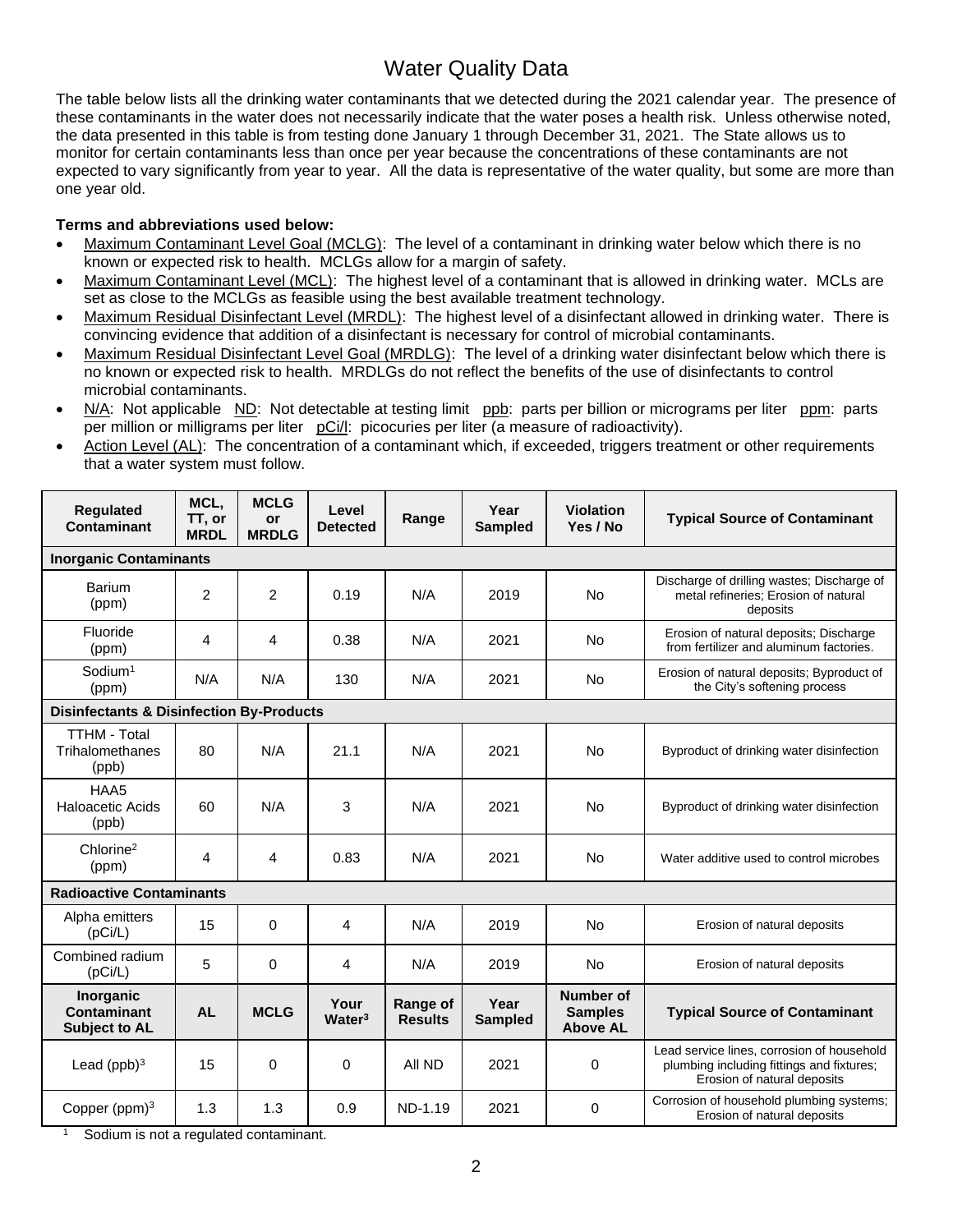# Water Quality Data

The table below lists all the drinking water contaminants that we detected during the 2021 calendar year. The presence of these contaminants in the water does not necessarily indicate that the water poses a health risk. Unless otherwise noted, the data presented in this table is from testing done January 1 through December 31, 2021. The State allows us to monitor for certain contaminants less than once per year because the concentrations of these contaminants are not expected to vary significantly from year to year. All the data is representative of the water quality, but some are more than one year old.

**Terms and abbreviations used below:**

- Maximum Contaminant Level Goal (MCLG): The level of a contaminant in drinking water below which there is no known or expected risk to health. MCLGs allow for a margin of safety.
- Maximum Contaminant Level (MCL): The highest level of a contaminant that is allowed in drinking water. MCLs are set as close to the MCLGs as feasible using the best available treatment technology.
- Maximum Residual Disinfectant Level (MRDL): The highest level of a disinfectant allowed in drinking water. There is convincing evidence that addition of a disinfectant is necessary for control of microbial contaminants.
- Maximum Residual Disinfectant Level Goal (MRDLG): The level of a drinking water disinfectant below which there is no known or expected risk to health. MRDLGs do not reflect the benefits of the use of disinfectants to control microbial contaminants.
- N/A: Not applicable ND: Not detectable at testing limit ppb: parts per billion or micrograms per liter ppm: parts per million or milligrams per liter pCi/l: picocuries per liter (a measure of radioactivity).
- Action Level (AL): The concentration of a contaminant which, if exceeded, triggers treatment or other requirements that a water system must follow.

| Regulated Contaminant | MCL, TT, or MRDL | MCLG or MRDLG | Level Detected | Range | Year Sampled | Violation Yes / No | Typical Source of Contaminant |
|---|---|---|---|---|---|---|---|
| **Inorganic Contaminants** | | | | | | | |
| Barium (ppm) | 2 | 2 | 0.19 | N/A | 2019 | No | Discharge of drilling wastes; Discharge of metal refineries; Erosion of natural deposits |
| Fluoride (ppm) | 4 | 4 | 0.38 | N/A | 2021 | No | Erosion of natural deposits; Discharge from fertilizer and aluminum factories. |
| Sodium[1] (ppm) | N/A | N/A | 130 | N/A | 2021 | No | Erosion of natural deposits; Byproduct of the City's softening process |
| **Disinfectants & Disinfection By-Products** | | | | | | | |
| TTHM - Total Trihalomethanes (ppb) | 80 | N/A | 21.1 | N/A | 2021 | No | Byproduct of drinking water disinfection |
| HAA5 Haloacetic Acids (ppb) | 60 | N/A | 3 | N/A | 2021 | No | Byproduct of drinking water disinfection |
| Chlorine[2] (ppm) | 4 | 4 | 0.83 | N/A | 2021 | No | Water additive used to control microbes |
| **Radioactive Contaminants** | | | | | | | |
| Alpha emitters (pCi/L) | 15 | 0 | 4 | N/A | 2019 | No | Erosion of natural deposits |
| Combined radium (pCi/L) | 5 | 0 | 4 | N/A | 2019 | No | Erosion of natural deposits |
| **Inorganic Contaminant Subject to AL** | **AL** | **MCLG** | **Your Water[3]** | **Range of Results** | **Year Sampled** | **Number of Samples Above AL** | **Typical Source of Contaminant** |
| Lead (ppb)[3] | 15 | 0 | 0 | All ND | 2021 | 0 | Lead service lines, corrosion of household plumbing including fittings and fixtures; Erosion of natural deposits |
| Copper (ppm)[3] | 1.3 | 1.3 | 0.9 | ND-1.19 | 2021 | 0 | Corrosion of household plumbing systems; Erosion of natural deposits |

[1] Sodium is not a regulated contaminant.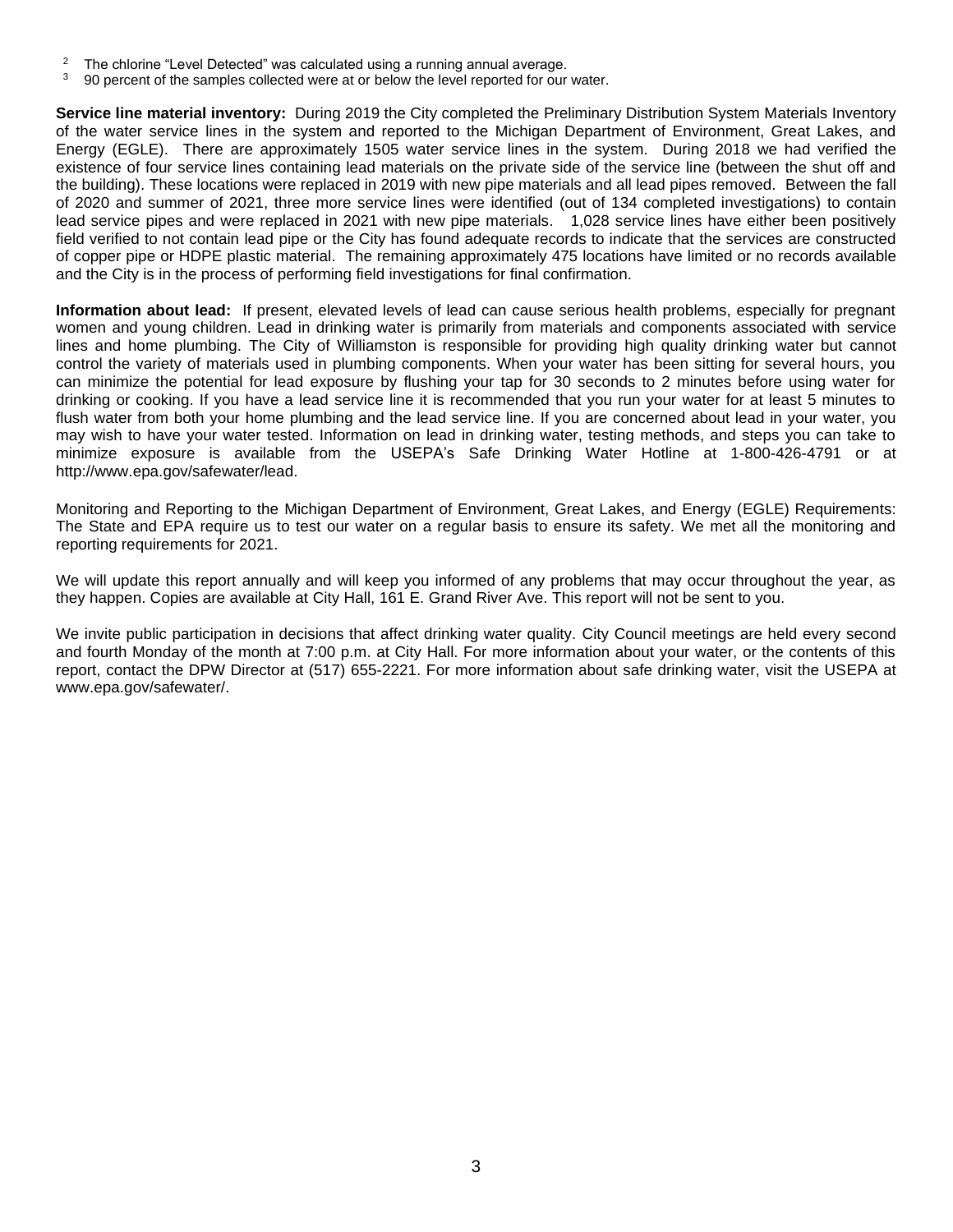[2] The chlorine "Level Detected" was calculated using a running annual average.
[3] 90 percent of the samples collected were at or below the level reported for our water.

**Service line material inventory:** During 2019 the City completed the Preliminary Distribution System Materials Inventory of the water service lines in the system and reported to the Michigan Department of Environment, Great Lakes, and Energy (EGLE). There are approximately 1505 water service lines in the system. During 2018 we had verified the existence of four service lines containing lead materials on the private side of the service line (between the shut off and the building). These locations were replaced in 2019 with new pipe materials and all lead pipes removed. Between the fall of 2020 and summer of 2021, three more service lines were identified (out of 134 completed investigations) to contain lead service pipes and were replaced in 2021 with new pipe materials. 1,028 service lines have either been positively field verified to not contain lead pipe or the City has found adequate records to indicate that the services are constructed of copper pipe or HDPE plastic material. The remaining approximately 475 locations have limited or no records available and the City is in the process of performing field investigations for final confirmation.

**Information about lead:** If present, elevated levels of lead can cause serious health problems, especially for pregnant women and young children. Lead in drinking water is primarily from materials and components associated with service lines and home plumbing. The City of Williamston is responsible for providing high quality drinking water but cannot control the variety of materials used in plumbing components. When your water has been sitting for several hours, you can minimize the potential for lead exposure by flushing your tap for 30 seconds to 2 minutes before using water for drinking or cooking. If you have a lead service line it is recommended that you run your water for at least 5 minutes to flush water from both your home plumbing and the lead service line. If you are concerned about lead in your water, you may wish to have your water tested. Information on lead in drinking water, testing methods, and steps you can take to minimize exposure is available from the USEPA's Safe Drinking Water Hotline at 1-800-426-4791 or at http://www.epa.gov/safewater/lead.

Monitoring and Reporting to the Michigan Department of Environment, Great Lakes, and Energy (EGLE) Requirements: The State and EPA require us to test our water on a regular basis to ensure its safety. We met all the monitoring and reporting requirements for 2021.

We will update this report annually and will keep you informed of any problems that may occur throughout the year, as they happen. Copies are available at City Hall, 161 E. Grand River Ave. This report will not be sent to you.

We invite public participation in decisions that affect drinking water quality. City Council meetings are held every second and fourth Monday of the month at 7:00 p.m. at City Hall. For more information about your water, or the contents of this report, contact the DPW Director at (517) 655-2221. For more information about safe drinking water, visit the USEPA at www.epa.gov/safewater/.